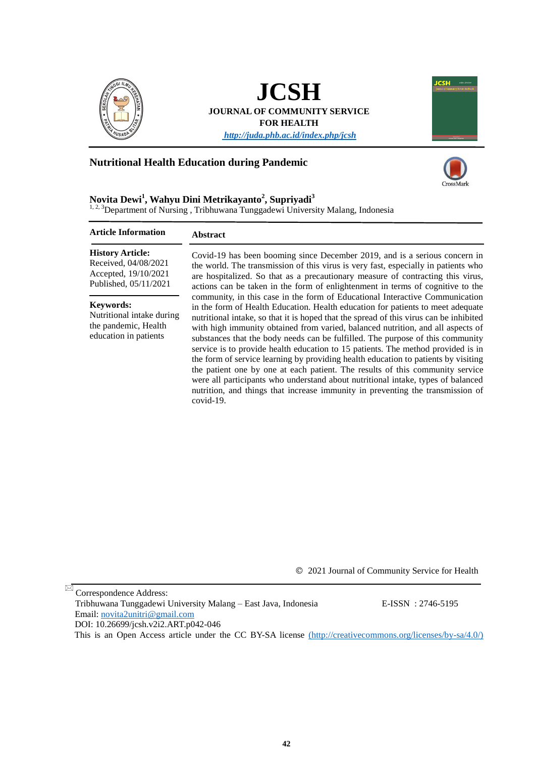# JCSH

**JOURNAL OF COMMUNITY SERVICE FOR HEALTH**

http://juda.phb.ac.id/index.php/jcsh

## Nutritional Health Education during Pandemic

**Novita Dewi[1], Wahyu Dini Metrikayanto[2], Supriyadi[3]**

[1, 2, 3]Department of Nursing , Tribhuwana Tunggadewi University Malang, Indonesia

### Article Information

**History Article:**
Received, 04/08/2021
Accepted, 19/10/2021
Published, 05/11/2021

**Keywords:**
Nutritional intake during the pandemic, Health education in patients

### Abstract

Covid-19 has been booming since December 2019, and is a serious concern in the world. The transmission of this virus is very fast, especially in patients who are hospitalized. So that as a precautionary measure of contracting this virus, actions can be taken in the form of enlightenment in terms of cognitive to the community, in this case in the form of Educational Interactive Communication in the form of Health Education. Health education for patients to meet adequate nutritional intake, so that it is hoped that the spread of this virus can be inhibited with high immunity obtained from varied, balanced nutrition, and all aspects of substances that the body needs can be fulfilled. The purpose of this community service is to provide health education to 15 patients. The method provided is in the form of service learning by providing health education to patients by visiting the patient one by one at each patient. The results of this community service were all participants who understand about nutritional intake, types of balanced nutrition, and things that increase immunity in preventing the transmission of covid-19.

© 2021 Journal of Community Service for Health

Correspondence Address:
Tribhuwana Tunggadewi University Malang – East Java, Indonesia
Email: novita2unitri@gmail.com
DOI: 10.26699/jcsh.v2i2.ART.p042-046
This is an Open Access article under the CC BY-SA license (http://creativecommons.org/licenses/by-sa/4.0/)

E-ISSN : 2746-5195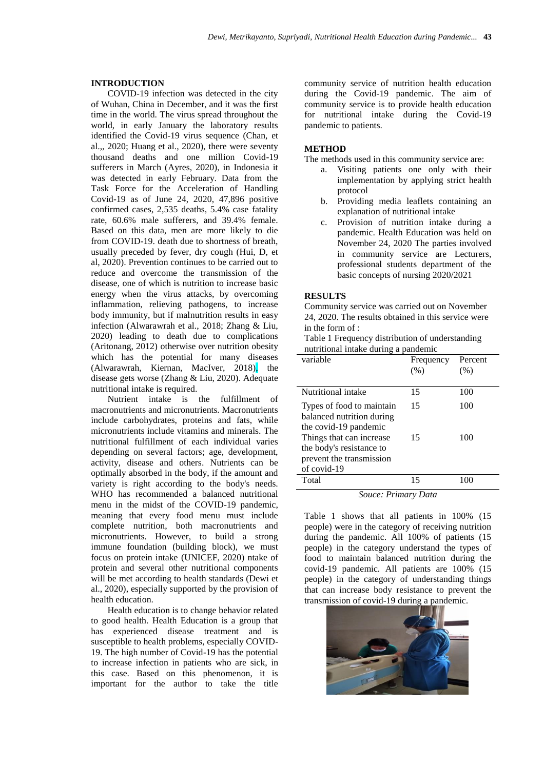## INTRODUCTION

COVID-19 infection was detected in the city of Wuhan, China in December, and it was the first time in the world. The virus spread throughout the world, in early January the laboratory results identified the Covid-19 virus sequence (Chan, et al.,, 2020; Huang et al., 2020), there were seventy thousand deaths and one million Covid-19 sufferers in March (Ayres, 2020), in Indonesia it was detected in early February. Data from the Task Force for the Acceleration of Handling Covid-19 as of June 24, 2020, 47,896 positive confirmed cases, 2,535 deaths, 5.4% case fatality rate, 60.6% male sufferers, and 39.4% female. Based on this data, men are more likely to die from COVID-19. death due to shortness of breath, usually preceded by fever, dry cough (Hui, D, et al, 2020). Prevention continues to be carried out to reduce and overcome the transmission of the disease, one of which is nutrition to increase basic energy when the virus attacks, by overcoming inflammation, relieving pathogens, to increase body immunity, but if malnutrition results in easy infection (Alwarawrah et al., 2018; Zhang & Liu, 2020) leading to death due to complications (Aritonang, 2012) otherwise over nutrition obesity which has the potential for many diseases (Alwarawrah, Kiernan, MacIver, 2018), the disease gets worse (Zhang & Liu, 2020). Adequate nutritional intake is required.

Nutrient intake is the fulfillment of macronutrients and micronutrients. Macronutrients include carbohydrates, proteins and fats, while micronutrients include vitamins and minerals. The nutritional fulfillment of each individual varies depending on several factors; age, development, activity, disease and others. Nutrients can be optimally absorbed in the body, if the amount and variety is right according to the body's needs. WHO has recommended a balanced nutritional menu in the midst of the COVID-19 pandemic, meaning that every food menu must include complete nutrition, both macronutrients and micronutrients. However, to build a strong immune foundation (building block), we must focus on protein intake (UNICEF, 2020) ntake of protein and several other nutritional components will be met according to health standards (Dewi et al., 2020), especially supported by the provision of health education.

Health education is to change behavior related to good health. Health Education is a group that has experienced disease treatment and is susceptible to health problems, especially COVID-19. The high number of Covid-19 has the potential to increase infection in patients who are sick, in this case. Based on this phenomenon, it is important for the author to take the title community service of nutrition health education during the Covid-19 pandemic. The aim of community service is to provide health education for nutritional intake during the Covid-19 pandemic to patients.

## METHOD

The methods used in this community service are:

a. Visiting patients one only with their implementation by applying strict health protocol
b. Providing media leaflets containing an explanation of nutritional intake
c. Provision of nutrition intake during a pandemic. Health Education was held on November 24, 2020 The parties involved in community service are Lecturers, professional students department of the basic concepts of nursing 2020/2021

## RESULTS

Community service was carried out on November 24, 2020. The results obtained in this service were in the form of :

Table 1 Frequency distribution of understanding nutritional intake during a pandemic

| variable | Frequency (%) | Percent (%) |
|---|---|---|
| Nutritional intake | 15 | 100 |
| Types of food to maintain balanced nutrition during the covid-19 pandemic | 15 | 100 |
| Things that can increase the body's resistance to prevent the transmission of covid-19 | 15 | 100 |
| Total | 15 | 100 |

*Souce: Primary Data*

Table 1 shows that all patients in 100% (15 people) were in the category of receiving nutrition during the pandemic. All 100% of patients (15 people) in the category understand the types of food to maintain balanced nutrition during the covid-19 pandemic. All patients are 100% (15 people) in the category of understanding things that can increase body resistance to prevent the transmission of covid-19 during a pandemic.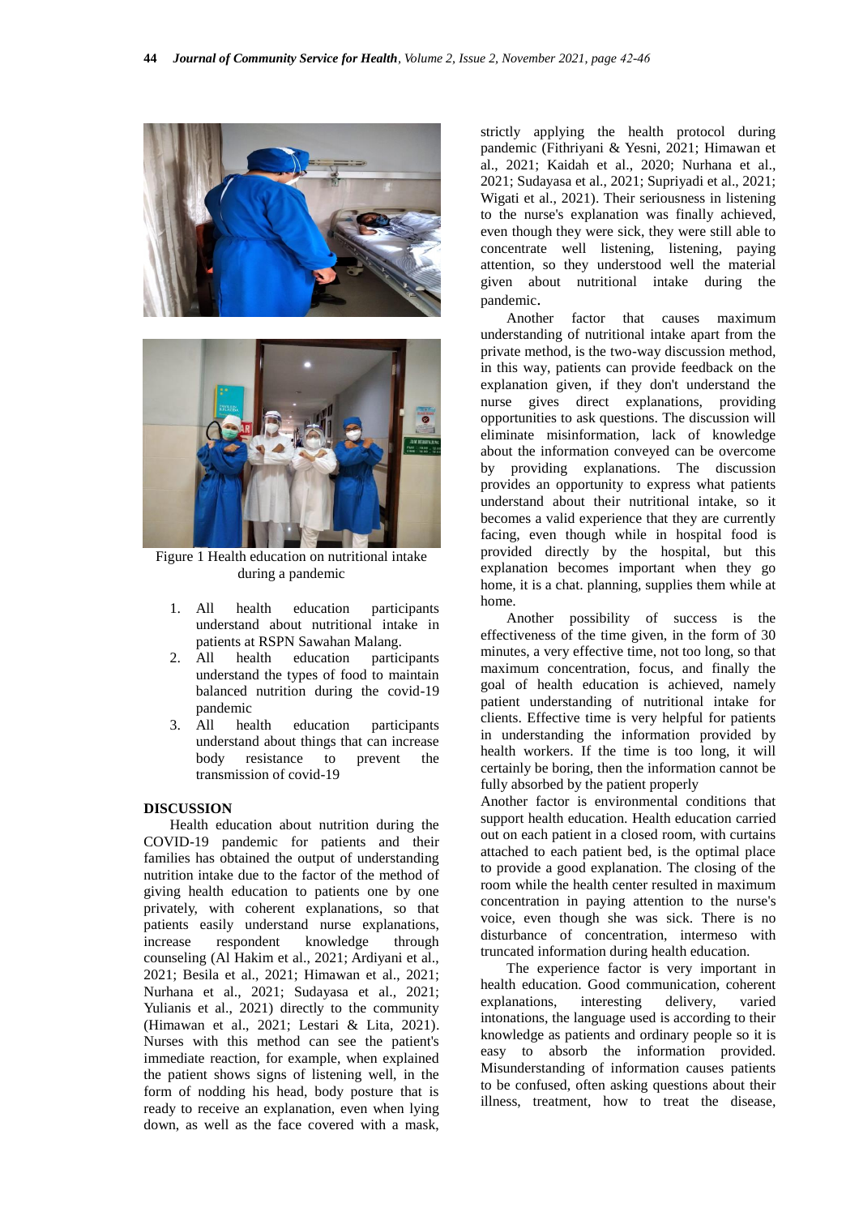Figure 1 Health education on nutritional intake during a pandemic

1. All health education participants understand about nutritional intake in patients at RSPN Sawahan Malang.
2. All health education participants understand the types of food to maintain balanced nutrition during the covid-19 pandemic
3. All health education participants understand about things that can increase body resistance to prevent the transmission of covid-19

## DISCUSSION

Health education about nutrition during the COVID-19 pandemic for patients and their families has obtained the output of understanding nutrition intake due to the factor of the method of giving health education to patients one by one privately, with coherent explanations, so that patients easily understand nurse explanations, increase respondent knowledge through counseling (Al Hakim et al., 2021; Ardiyani et al., 2021; Besila et al., 2021; Himawan et al., 2021; Nurhana et al., 2021; Sudayasa et al., 2021; Yulianis et al., 2021) directly to the community (Himawan et al., 2021; Lestari & Lita, 2021). Nurses with this method can see the patient's immediate reaction, for example, when explained the patient shows signs of listening well, in the form of nodding his head, body posture that is ready to receive an explanation, even when lying down, as well as the face covered with a mask, strictly applying the health protocol during pandemic (Fithriyani & Yesni, 2021; Himawan et al., 2021; Kaidah et al., 2020; Nurhana et al., 2021; Sudayasa et al., 2021; Supriyadi et al., 2021; Wigati et al., 2021). Their seriousness in listening to the nurse's explanation was finally achieved, even though they were sick, they were still able to concentrate well listening, listening, paying attention, so they understood well the material given about nutritional intake during the pandemic.

Another factor that causes maximum understanding of nutritional intake apart from the private method, is the two-way discussion method, in this way, patients can provide feedback on the explanation given, if they don't understand the nurse gives direct explanations, providing opportunities to ask questions. The discussion will eliminate misinformation, lack of knowledge about the information conveyed can be overcome by providing explanations. The discussion provides an opportunity to express what patients understand about their nutritional intake, so it becomes a valid experience that they are currently facing, even though while in hospital food is provided directly by the hospital, but this explanation becomes important when they go home, it is a chat. planning, supplies them while at home.

Another possibility of success is the effectiveness of the time given, in the form of 30 minutes, a very effective time, not too long, so that maximum concentration, focus, and finally the goal of health education is achieved, namely patient understanding of nutritional intake for clients. Effective time is very helpful for patients in understanding the information provided by health workers. If the time is too long, it will certainly be boring, then the information cannot be fully absorbed by the patient properly

Another factor is environmental conditions that support health education. Health education carried out on each patient in a closed room, with curtains attached to each patient bed, is the optimal place to provide a good explanation. The closing of the room while the health center resulted in maximum concentration in paying attention to the nurse's voice, even though she was sick. There is no disturbance of concentration, intermeso with truncated information during health education.

The experience factor is very important in health education. Good communication, coherent explanations, interesting delivery, varied intonations, the language used is according to their knowledge as patients and ordinary people so it is easy to absorb the information provided. Misunderstanding of information causes patients to be confused, often asking questions about their illness, treatment, how to treat the disease,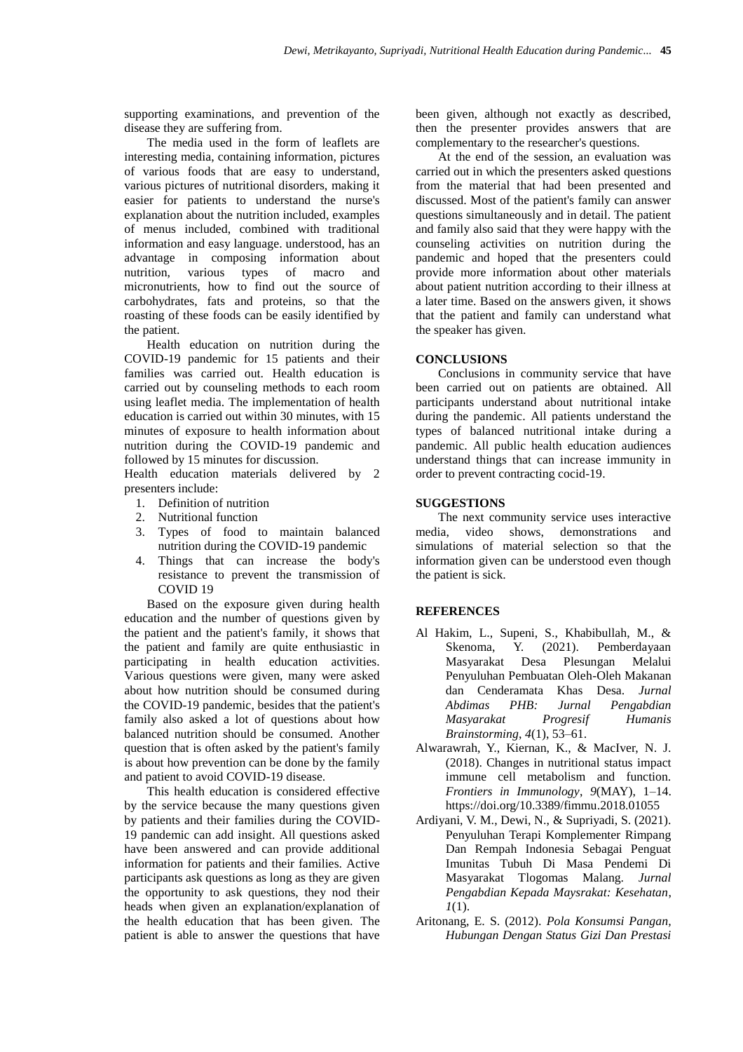supporting examinations, and prevention of the disease they are suffering from.

The media used in the form of leaflets are interesting media, containing information, pictures of various foods that are easy to understand, various pictures of nutritional disorders, making it easier for patients to understand the nurse's explanation about the nutrition included, examples of menus included, combined with traditional information and easy language. understood, has an advantage in composing information about nutrition, various types of macro and micronutrients, how to find out the source of carbohydrates, fats and proteins, so that the roasting of these foods can be easily identified by the patient.

Health education on nutrition during the COVID-19 pandemic for 15 patients and their families was carried out. Health education is carried out by counseling methods to each room using leaflet media. The implementation of health education is carried out within 30 minutes, with 15 minutes of exposure to health information about nutrition during the COVID-19 pandemic and followed by 15 minutes for discussion.

Health education materials delivered by 2 presenters include:

1. Definition of nutrition
2. Nutritional function
3. Types of food to maintain balanced nutrition during the COVID-19 pandemic
4. Things that can increase the body's resistance to prevent the transmission of COVID 19

Based on the exposure given during health education and the number of questions given by the patient and the patient's family, it shows that the patient and family are quite enthusiastic in participating in health education activities. Various questions were given, many were asked about how nutrition should be consumed during the COVID-19 pandemic, besides that the patient's family also asked a lot of questions about how balanced nutrition should be consumed. Another question that is often asked by the patient's family is about how prevention can be done by the family and patient to avoid COVID-19 disease.

This health education is considered effective by the service because the many questions given by patients and their families during the COVID-19 pandemic can add insight. All questions asked have been answered and can provide additional information for patients and their families. Active participants ask questions as long as they are given the opportunity to ask questions, they nod their heads when given an explanation/explanation of the health education that has been given. The patient is able to answer the questions that have been given, although not exactly as described, then the presenter provides answers that are complementary to the researcher's questions.

At the end of the session, an evaluation was carried out in which the presenters asked questions from the material that had been presented and discussed. Most of the patient's family can answer questions simultaneously and in detail. The patient and family also said that they were happy with the counseling activities on nutrition during the pandemic and hoped that the presenters could provide more information about other materials about patient nutrition according to their illness at a later time. Based on the answers given, it shows that the patient and family can understand what the speaker has given.

## CONCLUSIONS

Conclusions in community service that have been carried out on patients are obtained. All participants understand about nutritional intake during the pandemic. All patients understand the types of balanced nutritional intake during a pandemic. All public health education audiences understand things that can increase immunity in order to prevent contracting cocid-19.

## SUGGESTIONS

The next community service uses interactive media, video shows, demonstrations and simulations of material selection so that the information given can be understood even though the patient is sick.

## REFERENCES

Al Hakim, L., Supeni, S., Khabibullah, M., & Skenoma, Y. (2021). Pemberdayaan Masyarakat Desa Plesungan Melalui Penyuluhan Pembuatan Oleh-Oleh Makanan dan Cenderamata Khas Desa. *Jurnal Abdimas PHB: Jurnal Pengabdian Masyarakat Progresif Humanis Brainstorming*, *4*(1), 53–61.

Alwarawrah, Y., Kiernan, K., & MacIver, N. J. (2018). Changes in nutritional status impact immune cell metabolism and function. *Frontiers in Immunology*, *9*(MAY), 1–14. https://doi.org/10.3389/fimmu.2018.01055

Ardiyani, V. M., Dewi, N., & Supriyadi, S. (2021). Penyuluhan Terapi Komplementer Rimpang Dan Rempah Indonesia Sebagai Penguat Imunitas Tubuh Di Masa Pendemi Di Masyarakat Tlogomas Malang. *Jurnal Pengabdian Kepada Maysrakat: Kesehatan*, *1*(1).

Aritonang, E. S. (2012). *Pola Konsumsi Pangan, Hubungan Dengan Status Gizi Dan Prestasi*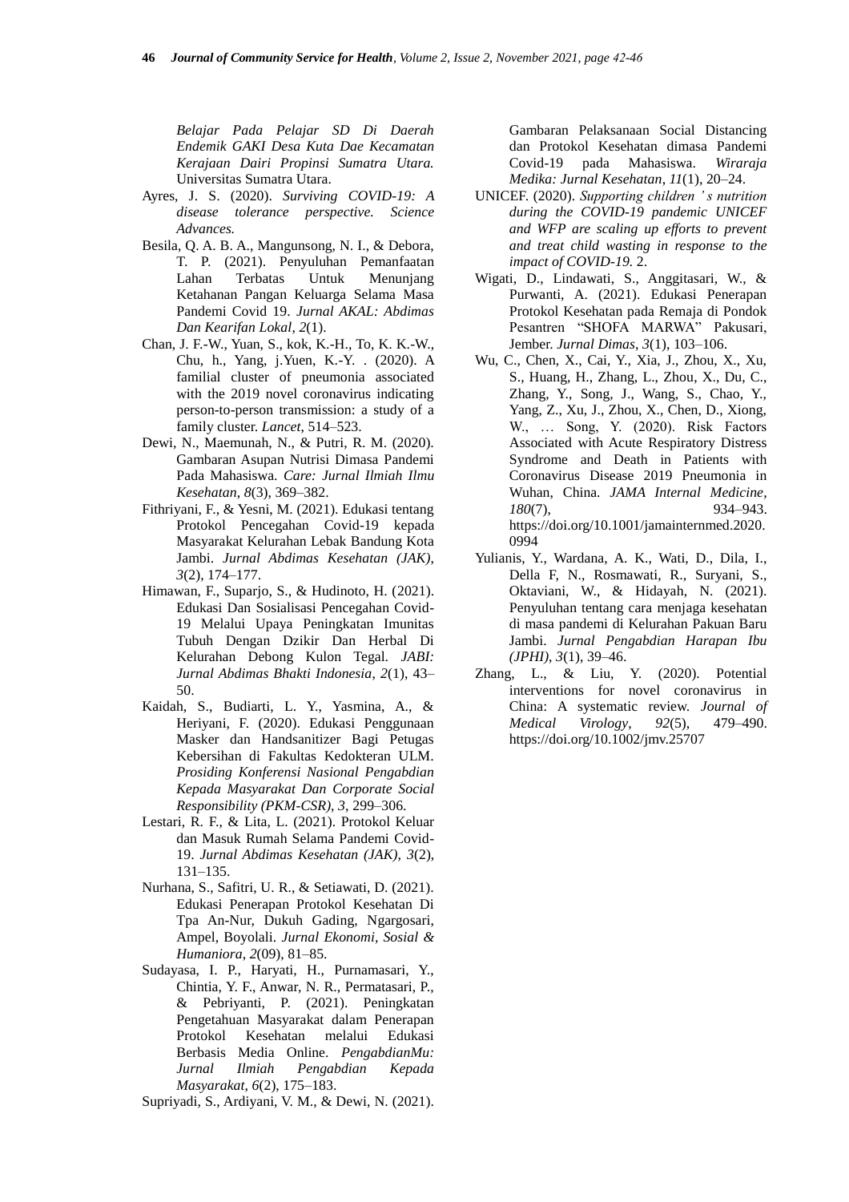*Belajar Pada Pelajar SD Di Daerah Endemik GAKI Desa Kuta Dae Kecamatan Kerajaan Dairi Propinsi Sumatra Utara.* Universitas Sumatra Utara.

Ayres, J. S. (2020). *Surviving COVID-19: A disease tolerance perspective. Science Advances.*

Besila, Q. A. B. A., Mangunsong, N. I., & Debora, T. P. (2021). Penyuluhan Pemanfaatan Lahan Terbatas Untuk Menunjang Ketahanan Pangan Keluarga Selama Masa Pandemi Covid 19. *Jurnal AKAL: Abdimas Dan Kearifan Lokal*, *2*(1).

Chan, J. F.-W., Yuan, S., kok, K.-H., To, K. K.-W., Chu, h., Yang, j.Yuen, K.-Y. . (2020). A familial cluster of pneumonia associated with the 2019 novel coronavirus indicating person-to-person transmission: a study of a family cluster. *Lancet*, 514–523.

Dewi, N., Maemunah, N., & Putri, R. M. (2020). Gambaran Asupan Nutrisi Dimasa Pandemi Pada Mahasiswa. *Care: Jurnal Ilmiah Ilmu Kesehatan*, *8*(3), 369–382.

Fithriyani, F., & Yesni, M. (2021). Edukasi tentang Protokol Pencegahan Covid-19 kepada Masyarakat Kelurahan Lebak Bandung Kota Jambi. *Jurnal Abdimas Kesehatan (JAK)*, *3*(2), 174–177.

Himawan, F., Suparjo, S., & Hudinoto, H. (2021). Edukasi Dan Sosialisasi Pencegahan Covid-19 Melalui Upaya Peningkatan Imunitas Tubuh Dengan Dzikir Dan Herbal Di Kelurahan Debong Kulon Tegal. *JABI: Jurnal Abdimas Bhakti Indonesia*, *2*(1), 43–50.

Kaidah, S., Budiarti, L. Y., Yasmina, A., & Heriyani, F. (2020). Edukasi Penggunaan Masker dan Handsanitizer Bagi Petugas Kebersihan di Fakultas Kedokteran ULM. *Prosiding Konferensi Nasional Pengabdian Kepada Masyarakat Dan Corporate Social Responsibility (PKM-CSR)*, *3*, 299–306.

Lestari, R. F., & Lita, L. (2021). Protokol Keluar dan Masuk Rumah Selama Pandemi Covid-19. *Jurnal Abdimas Kesehatan (JAK)*, *3*(2), 131–135.

Nurhana, S., Safitri, U. R., & Setiawati, D. (2021). Edukasi Penerapan Protokol Kesehatan Di Tpa An-Nur, Dukuh Gading, Ngargosari, Ampel, Boyolali. *Jurnal Ekonomi, Sosial & Humaniora*, *2*(09), 81–85.

Sudayasa, I. P., Haryati, H., Purnamasari, Y., Chintia, Y. F., Anwar, N. R., Permatasari, P., & Pebriyanti, P. (2021). Peningkatan Pengetahuan Masyarakat dalam Penerapan Protokol Kesehatan melalui Edukasi Berbasis Media Online. *PengabdianMu: Jurnal Ilmiah Pengabdian Kepada Masyarakat*, *6*(2), 175–183.

Supriyadi, S., Ardiyani, V. M., & Dewi, N. (2021). Gambaran Pelaksanaan Social Distancing dan Protokol Kesehatan dimasa Pandemi Covid-19 pada Mahasiswa. *Wiraraja Medika: Jurnal Kesehatan*, *11*(1), 20–24.

UNICEF. (2020). *Supporting children ' s nutrition during the COVID-19 pandemic UNICEF and WFP are scaling up efforts to prevent and treat child wasting in response to the impact of COVID-19.* 2.

Wigati, D., Lindawati, S., Anggitasari, W., & Purwanti, A. (2021). Edukasi Penerapan Protokol Kesehatan pada Remaja di Pondok Pesantren "SHOFA MARWA" Pakusari, Jember. *Jurnal Dimas*, *3*(1), 103–106.

Wu, C., Chen, X., Cai, Y., Xia, J., Zhou, X., Xu, S., Huang, H., Zhang, L., Zhou, X., Du, C., Zhang, Y., Song, J., Wang, S., Chao, Y., Yang, Z., Xu, J., Zhou, X., Chen, D., Xiong, W., … Song, Y. (2020). Risk Factors Associated with Acute Respiratory Distress Syndrome and Death in Patients with Coronavirus Disease 2019 Pneumonia in Wuhan, China. *JAMA Internal Medicine*, *180*(7), 934–943. https://doi.org/10.1001/jamainternmed.2020.0994

Yulianis, Y., Wardana, A. K., Wati, D., Dila, I., Della F, N., Rosmawati, R., Suryani, S., Oktaviani, W., & Hidayah, N. (2021). Penyuluhan tentang cara menjaga kesehatan di masa pandemi di Kelurahan Pakuan Baru Jambi. *Jurnal Pengabdian Harapan Ibu (JPHI)*, *3*(1), 39–46.

Zhang, L., & Liu, Y. (2020). Potential interventions for novel coronavirus in China: A systematic review. *Journal of Medical Virology*, *92*(5), 479–490. https://doi.org/10.1002/jmv.25707